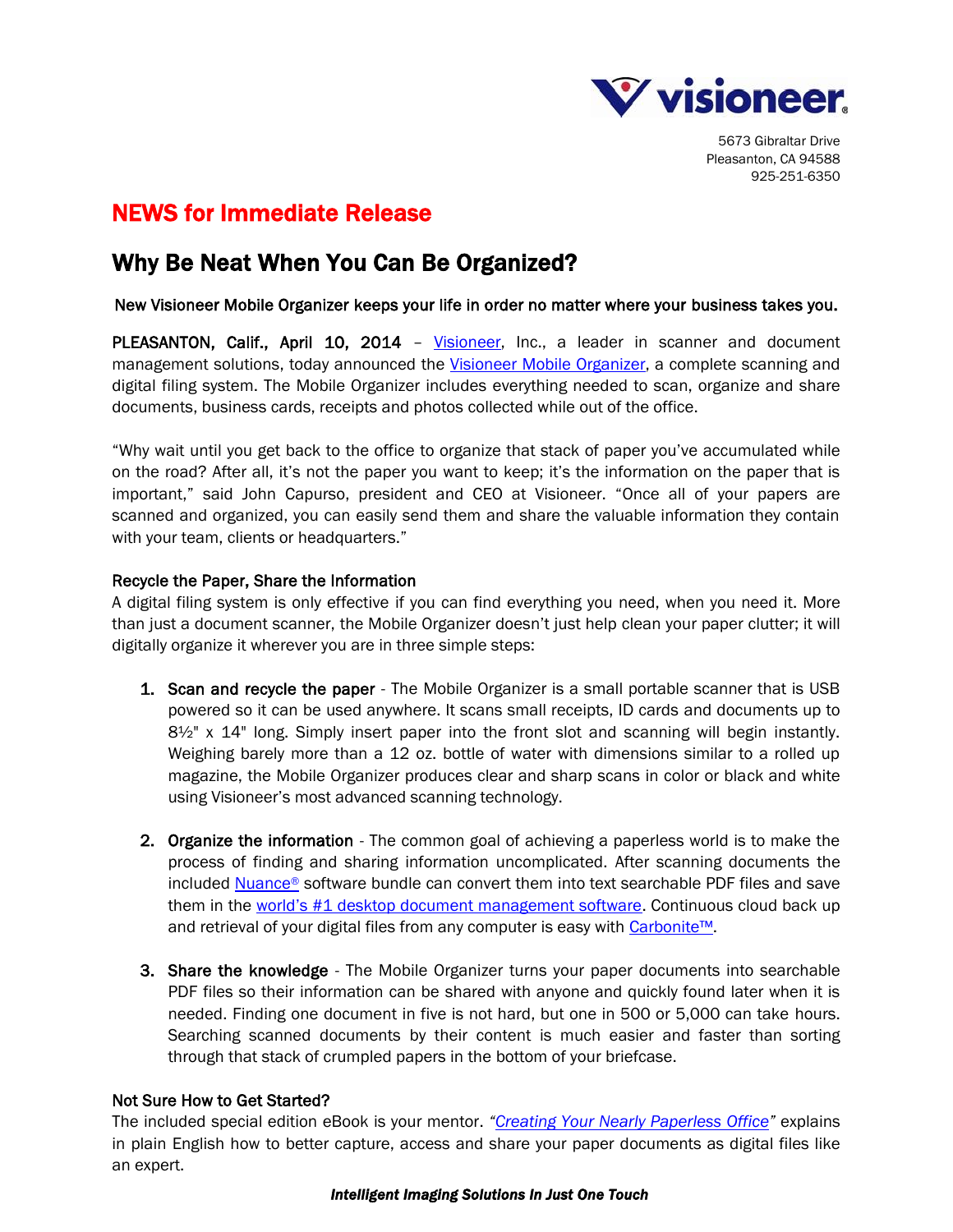visioneer

5673 Gibraltar Drive
Pleasanton, CA 94588
925-251-6350

# NEWS for Immediate Release

## Why Be Neat When You Can Be Organized?

**New Visioneer Mobile Organizer keeps your life in order no matter where your business takes you.**

**PLEASANTON, Calif., April 10, 2014** – Visioneer, Inc., a leader in scanner and document management solutions, today announced the Visioneer Mobile Organizer, a complete scanning and digital filing system. The Mobile Organizer includes everything needed to scan, organize and share documents, business cards, receipts and photos collected while out of the office.

"Why wait until you get back to the office to organize that stack of paper you've accumulated while on the road? After all, it's not the paper you want to keep; it's the information on the paper that is important," said John Capurso, president and CEO at Visioneer. "Once all of your papers are scanned and organized, you can easily send them and share the valuable information they contain with your team, clients or headquarters."

### Recycle the Paper, Share the Information

A digital filing system is only effective if you can find everything you need, when you need it. More than just a document scanner, the Mobile Organizer doesn't just help clean your paper clutter; it will digitally organize it wherever you are in three simple steps:

1. **Scan and recycle the paper** - The Mobile Organizer is a small portable scanner that is USB powered so it can be used anywhere. It scans small receipts, ID cards and documents up to 8½" x 14" long. Simply insert paper into the front slot and scanning will begin instantly. Weighing barely more than a 12 oz. bottle of water with dimensions similar to a rolled up magazine, the Mobile Organizer produces clear and sharp scans in color or black and white using Visioneer's most advanced scanning technology.

2. **Organize the information** - The common goal of achieving a paperless world is to make the process of finding and sharing information uncomplicated. After scanning documents the included Nuance® software bundle can convert them into text searchable PDF files and save them in the world's #1 desktop document management software. Continuous cloud back up and retrieval of your digital files from any computer is easy with Carbonite™.

3. **Share the knowledge** - The Mobile Organizer turns your paper documents into searchable PDF files so their information can be shared with anyone and quickly found later when it is needed. Finding one document in five is not hard, but one in 500 or 5,000 can take hours. Searching scanned documents by their content is much easier and faster than sorting through that stack of crumpled papers in the bottom of your briefcase.

### Not Sure How to Get Started?

The included special edition eBook is your mentor. *"Creating Your Nearly Paperless Office"* explains in plain English how to better capture, access and share your paper documents as digital files like an expert.

***Intelligent Imaging Solutions In Just One Touch***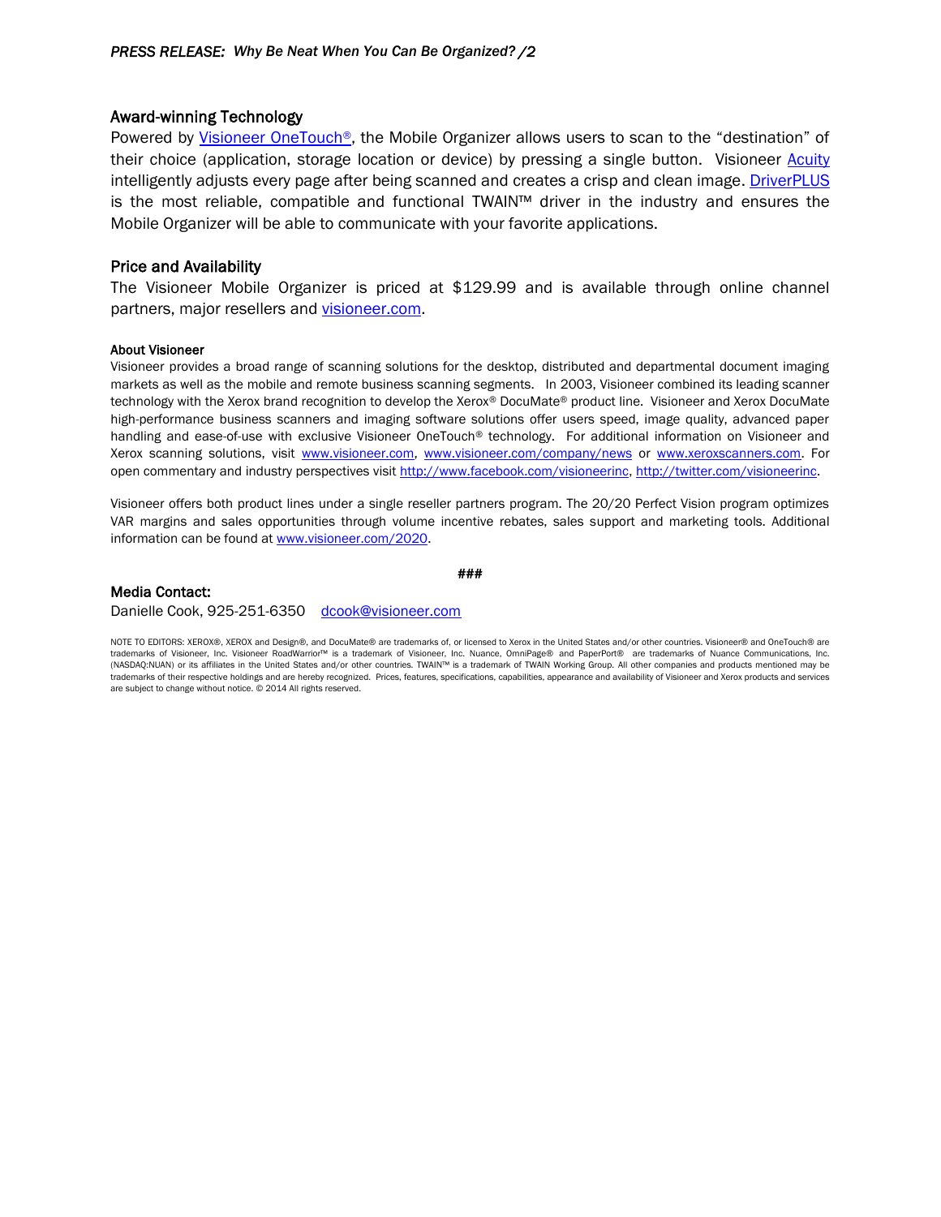## Award-winning Technology

Powered by Visioneer OneTouch®, the Mobile Organizer allows users to scan to the "destination" of their choice (application, storage location or device) by pressing a single button. Visioneer Acuity intelligently adjusts every page after being scanned and creates a crisp and clean image. DriverPLUS is the most reliable, compatible and functional TWAIN™ driver in the industry and ensures the Mobile Organizer will be able to communicate with your favorite applications.

## Price and Availability

The Visioneer Mobile Organizer is priced at $129.99 and is available through online channel partners, major resellers and visioneer.com.

#### About Visioneer

Visioneer provides a broad range of scanning solutions for the desktop, distributed and departmental document imaging markets as well as the mobile and remote business scanning segments. In 2003, Visioneer combined its leading scanner technology with the Xerox brand recognition to develop the Xerox® DocuMate® product line. Visioneer and Xerox DocuMate high-performance business scanners and imaging software solutions offer users speed, image quality, advanced paper handling and ease-of-use with exclusive Visioneer OneTouch® technology. For additional information on Visioneer and Xerox scanning solutions, visit www.visioneer.com, www.visioneer.com/company/news or www.xeroxscanners.com. For open commentary and industry perspectives visit http://www.facebook.com/visioneerinc, http://twitter.com/visioneerinc.

Visioneer offers both product lines under a single reseller partners program. The 20/20 Perfect Vision program optimizes VAR margins and sales opportunities through volume incentive rebates, sales support and marketing tools. Additional information can be found at www.visioneer.com/2020.

###

**Media Contact:**

Danielle Cook, 925-251-6350 dcook@visioneer.com

NOTE TO EDITORS: XEROX®, XEROX and Design®, and DocuMate® are trademarks of, or licensed to Xerox in the United States and/or other countries. Visioneer® and OneTouch® are trademarks of Visioneer, Inc. Visioneer RoadWarrior™ is a trademark of Visioneer, Inc. Nuance, OmniPage® and PaperPort® are trademarks of Nuance Communications, Inc. (NASDAQ:NUAN) or its affiliates in the United States and/or other countries. TWAIN™ is a trademark of TWAIN Working Group. All other companies and products mentioned may be trademarks of their respective holdings and are hereby recognized. Prices, features, specifications, capabilities, appearance and availability of Visioneer and Xerox products and services are subject to change without notice. © 2014 All rights reserved.